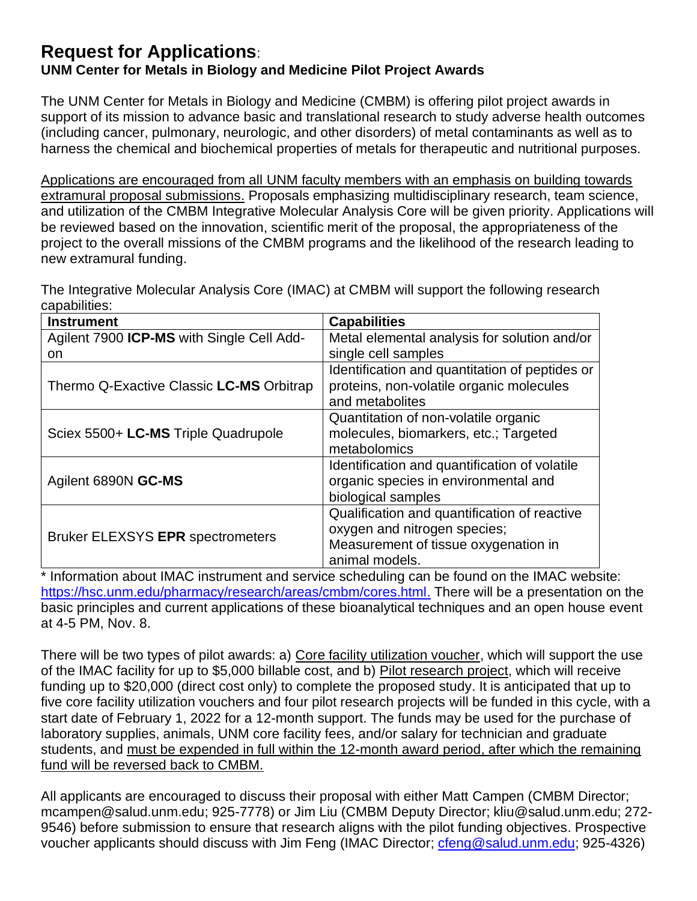# **Request for Applications**:

**UNM Center for Metals in Biology and Medicine Pilot Project Awards**

The UNM Center for Metals in Biology and Medicine (CMBM) is offering pilot project awards in support of its mission to advance basic and translational research to study adverse health outcomes (including cancer, pulmonary, neurologic, and other disorders) of metal contaminants as well as to harness the chemical and biochemical properties of metals for therapeutic and nutritional purposes.

<u>Applications are encouraged from all UNM faculty members with an emphasis on building towards extramural proposal submissions.</u> Proposals emphasizing multidisciplinary research, team science, and utilization of the CMBM Integrative Molecular Analysis Core will be given priority. Applications will be reviewed based on the innovation, scientific merit of the proposal, the appropriateness of the project to the overall missions of the CMBM programs and the likelihood of the research leading to new extramural funding.

The Integrative Molecular Analysis Core (IMAC) at CMBM will support the following research capabilities:

| **Instrument** | **Capabilities** |
|---|---|
| Agilent 7900 **ICP-MS** with Single Cell Add-on | Metal elemental analysis for solution and/or single cell samples |
| Thermo Q-Exactive Classic **LC-MS** Orbitrap | Identification and quantitation of peptides or proteins, non-volatile organic molecules and metabolites |
| Sciex 5500+ **LC-MS** Triple Quadrupole | Quantitation of non-volatile organic molecules, biomarkers, etc.; Targeted metabolomics |
| Agilent 6890N **GC-MS** | Identification and quantification of volatile organic species in environmental and biological samples |
| Bruker ELEXSYS **EPR** spectrometers | Qualification and quantification of reactive oxygen and nitrogen species; Measurement of tissue oxygenation in animal models. |

\* Information about IMAC instrument and service scheduling can be found on the IMAC website: https://hsc.unm.edu/pharmacy/research/areas/cmbm/cores.html. There will be a presentation on the basic principles and current applications of these bioanalytical techniques and an open house event at 4-5 PM, Nov. 8.

There will be two types of pilot awards: a) <u>Core facility utilization voucher</u>, which will support the use of the IMAC facility for up to $5,000 billable cost, and b) <u>Pilot research project</u>, which will receive funding up to $20,000 (direct cost only) to complete the proposed study. It is anticipated that up to five core facility utilization vouchers and four pilot research projects will be funded in this cycle, with a start date of February 1, 2022 for a 12-month support. The funds may be used for the purchase of laboratory supplies, animals, UNM core facility fees, and/or salary for technician and graduate students, and <u>must be expended in full within the 12-month award period, after which the remaining fund will be reversed back to CMBM.</u>

All applicants are encouraged to discuss their proposal with either Matt Campen (CMBM Director; mcampen@salud.unm.edu; 925-7778) or Jim Liu (CMBM Deputy Director; kliu@salud.unm.edu; 272-9546) before submission to ensure that research aligns with the pilot funding objectives. Prospective voucher applicants should discuss with Jim Feng (IMAC Director; cfeng@salud.unm.edu; 925-4326)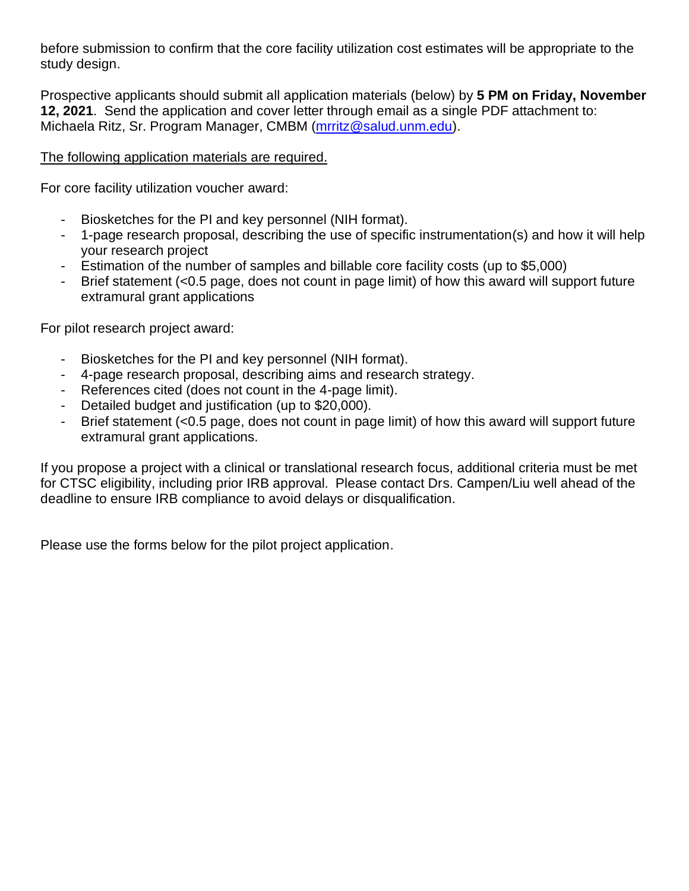before submission to confirm that the core facility utilization cost estimates will be appropriate to the study design.

Prospective applicants should submit all application materials (below) by **5 PM on Friday, November 12, 2021**. Send the application and cover letter through email as a single PDF attachment to: Michaela Ritz, Sr. Program Manager, CMBM ([mrritz@salud.unm.edu](mailto:mrritz@salud.unm.edu)).

<u>The following application materials are required.</u>

For core facility utilization voucher award:

- Biosketches for the PI and key personnel (NIH format).
- 1-page research proposal, describing the use of specific instrumentation(s) and how it will help your research project
- Estimation of the number of samples and billable core facility costs (up to $5,000)
- Brief statement (<0.5 page, does not count in page limit) of how this award will support future extramural grant applications

For pilot research project award:

- Biosketches for the PI and key personnel (NIH format).
- 4-page research proposal, describing aims and research strategy.
- References cited (does not count in the 4-page limit).
- Detailed budget and justification (up to $20,000).
- Brief statement (<0.5 page, does not count in page limit) of how this award will support future extramural grant applications.

If you propose a project with a clinical or translational research focus, additional criteria must be met for CTSC eligibility, including prior IRB approval. Please contact Drs. Campen/Liu well ahead of the deadline to ensure IRB compliance to avoid delays or disqualification.

Please use the forms below for the pilot project application.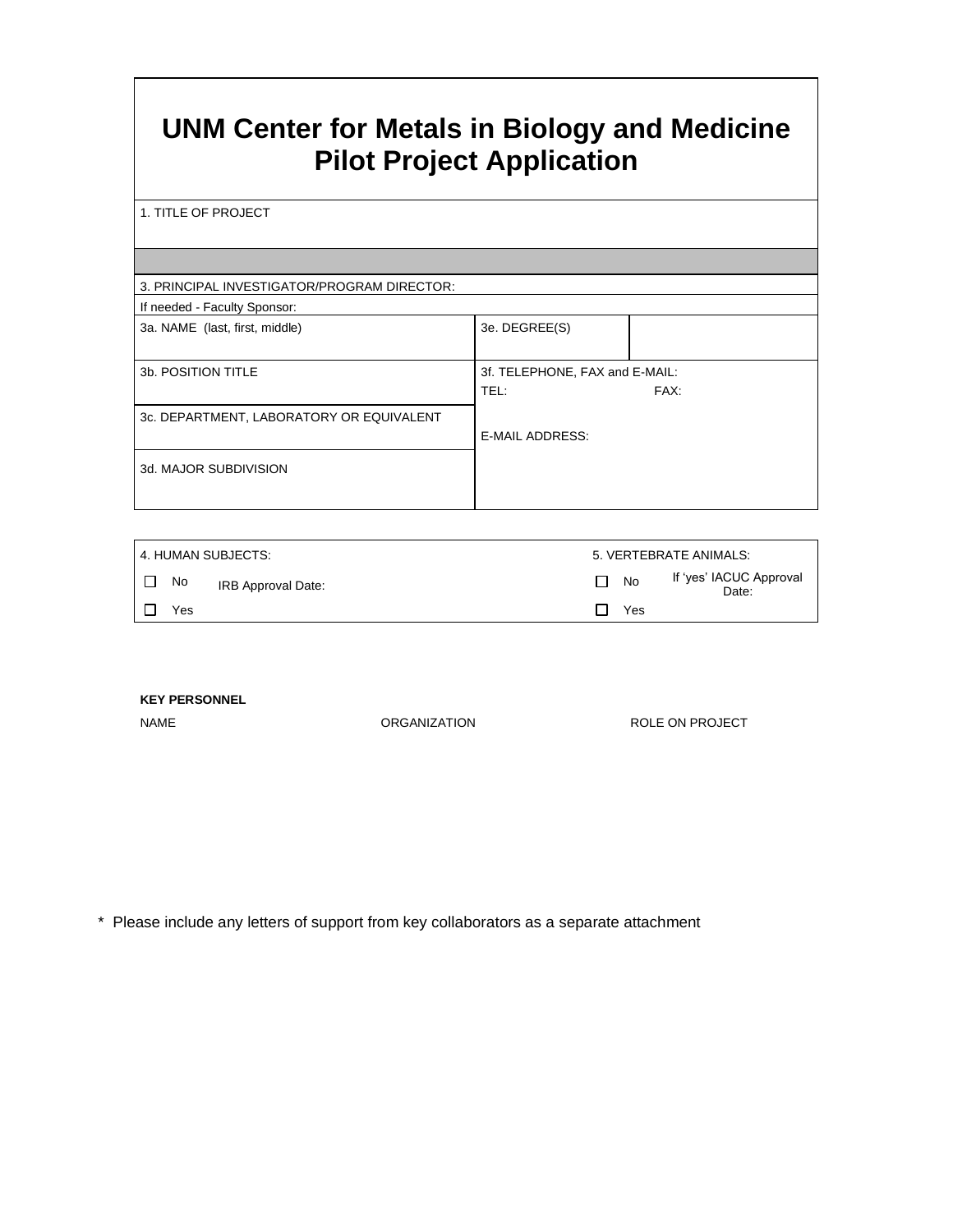# UNM Center for Metals in Biology and Medicine Pilot Project Application

| 1. TITLE OF PROJECT | | |
|---|---|---|
| | | |
| 3. PRINCIPAL INVESTIGATOR/PROGRAM DIRECTOR: | | |
| If needed - Faculty Sponsor: | | |
| 3a. NAME (last, first, middle) | 3e. DEGREE(S) | |
| 3b. POSITION TITLE | 3f. TELEPHONE, FAX and E-MAIL:<br>TEL: FAX: | |
| 3c. DEPARTMENT, LABORATORY OR EQUIVALENT | E-MAIL ADDRESS: | |
| 3d. MAJOR SUBDIVISION | | |

| 4. HUMAN SUBJECTS: | | 5. VERTEBRATE ANIMALS: | |
|---|---|---|---|
| ☐ No | IRB Approval Date: | ☐ No | If 'yes' IACUC Approval Date: |
| ☐ Yes | | ☐ Yes | |

**KEY PERSONNEL**

| NAME | ORGANIZATION | ROLE ON PROJECT |
|---|---|---|
| | | |

* Please include any letters of support from key collaborators as a separate attachment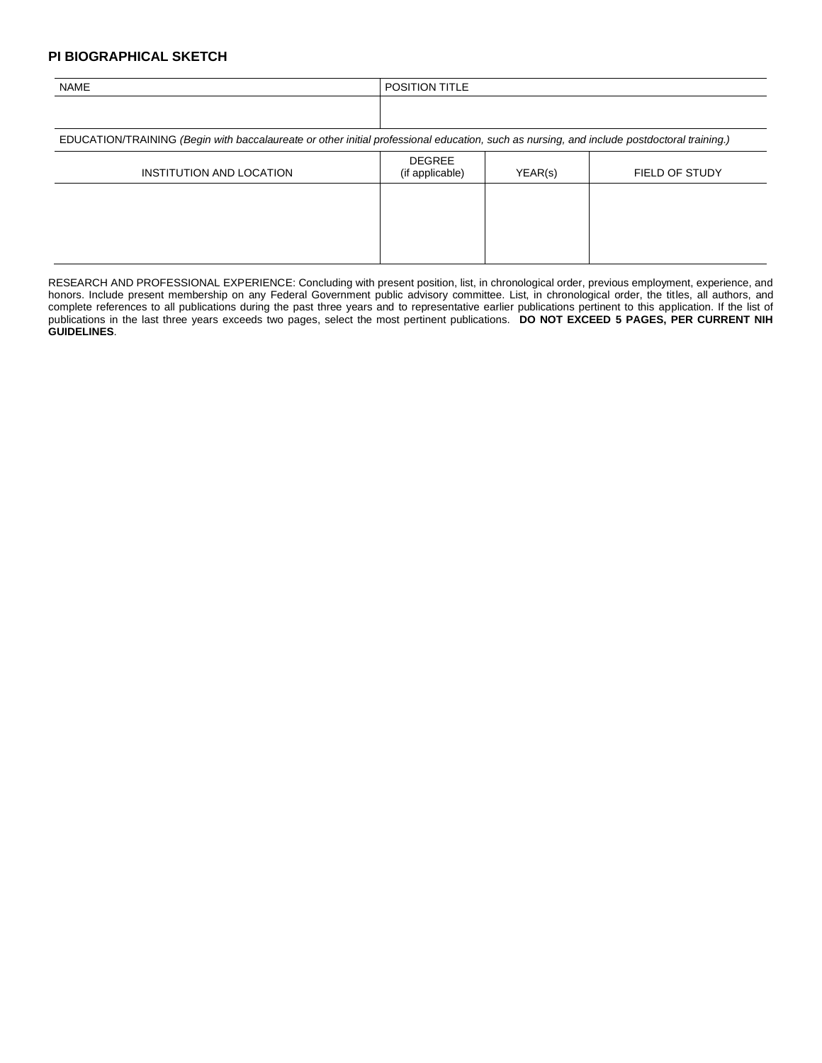## PI BIOGRAPHICAL SKETCH

| NAME | POSITION TITLE |
| --- | --- |
| | |

EDUCATION/TRAINING *(Begin with baccalaureate or other initial professional education, such as nursing, and include postdoctoral training.)*

| INSTITUTION AND LOCATION | DEGREE (if applicable) | YEAR(s) | FIELD OF STUDY |
| --- | --- | --- | --- |
| | | | |

RESEARCH AND PROFESSIONAL EXPERIENCE: Concluding with present position, list, in chronological order, previous employment, experience, and honors. Include present membership on any Federal Government public advisory committee. List, in chronological order, the titles, all authors, and complete references to all publications during the past three years and to representative earlier publications pertinent to this application. If the list of publications in the last three years exceeds two pages, select the most pertinent publications. **DO NOT EXCEED 5 PAGES, PER CURRENT NIH GUIDELINES**.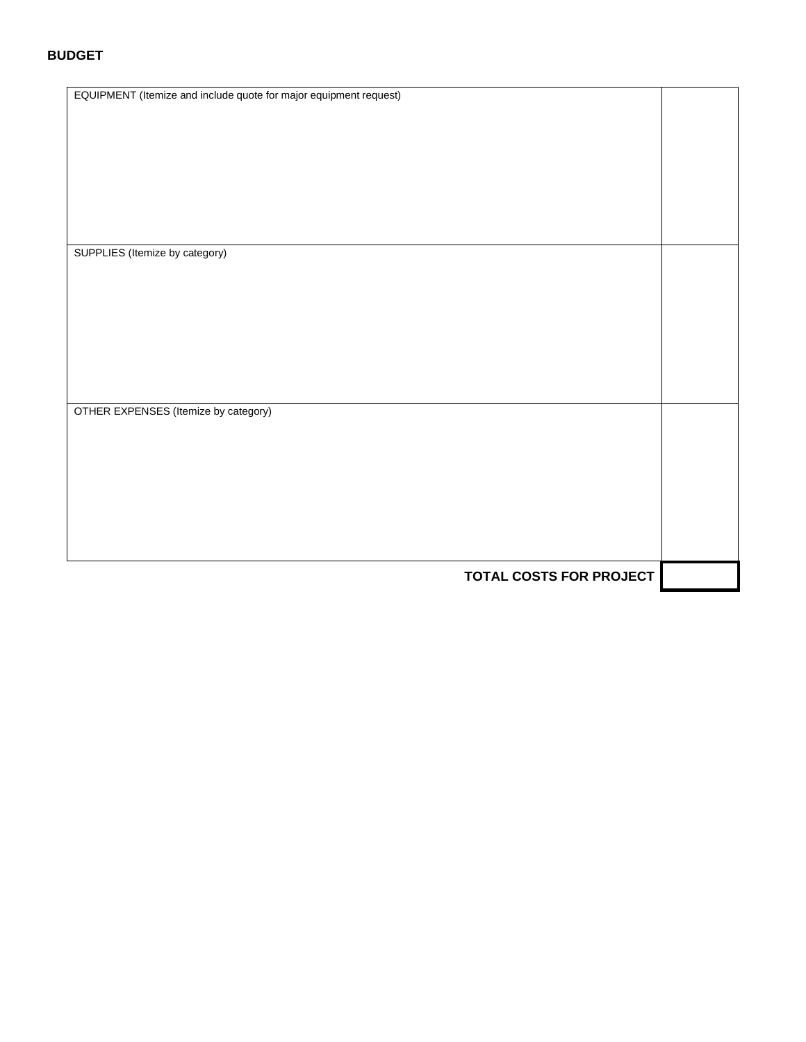**BUDGET**

| | |
|---|---|
| EQUIPMENT (Itemize and include quote for major equipment request) | |
| SUPPLIES (Itemize by category) | |
| OTHER EXPENSES (Itemize by category) | |
| **TOTAL COSTS FOR PROJECT** | |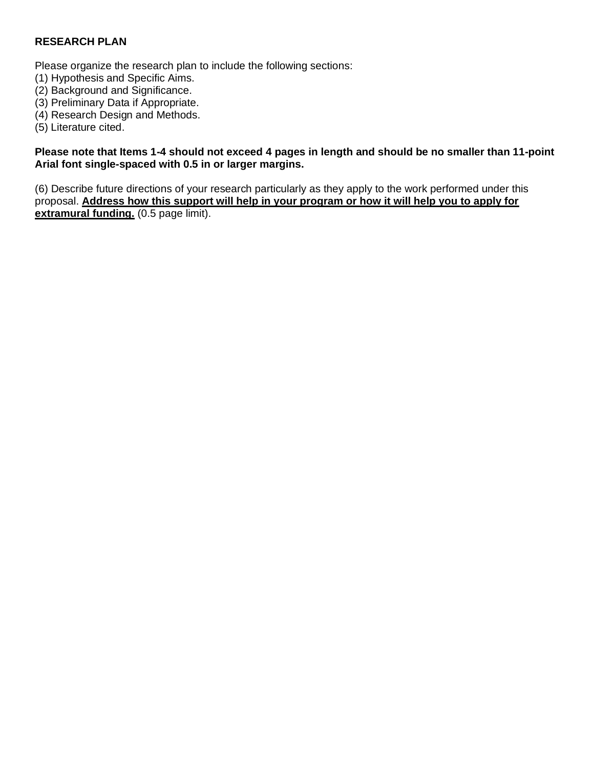**RESEARCH PLAN**

Please organize the research plan to include the following sections:
(1) Hypothesis and Specific Aims.
(2) Background and Significance.
(3) Preliminary Data if Appropriate.
(4) Research Design and Methods.
(5) Literature cited.

**Please note that Items 1-4 should not exceed 4 pages in length and should be no smaller than 11-point Arial font single-spaced with 0.5 in or larger margins.**

(6) Describe future directions of your research particularly as they apply to the work performed under this proposal. **<u>Address how this support will help in your program or how it will help you to apply for extramural funding.</u>** (0.5 page limit).